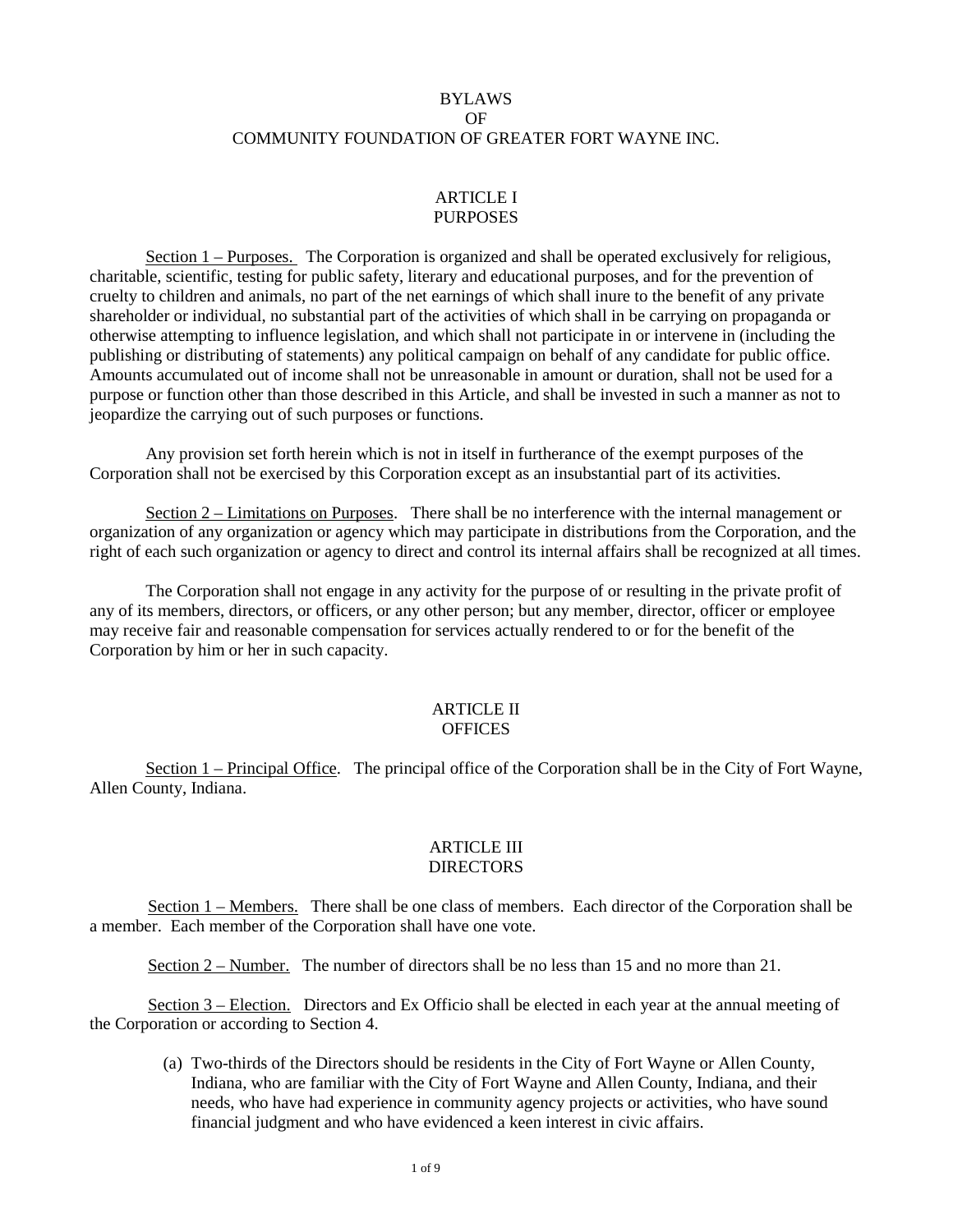# BYLAWS
# OF
# COMMUNITY FOUNDATION OF GREATER FORT WAYNE INC.

## ARTICLE I
## PURPOSES

Section 1 – Purposes. The Corporation is organized and shall be operated exclusively for religious, charitable, scientific, testing for public safety, literary and educational purposes, and for the prevention of cruelty to children and animals, no part of the net earnings of which shall inure to the benefit of any private shareholder or individual, no substantial part of the activities of which shall in be carrying on propaganda or otherwise attempting to influence legislation, and which shall not participate in or intervene in (including the publishing or distributing of statements) any political campaign on behalf of any candidate for public office. Amounts accumulated out of income shall not be unreasonable in amount or duration, shall not be used for a purpose or function other than those described in this Article, and shall be invested in such a manner as not to jeopardize the carrying out of such purposes or functions.

Any provision set forth herein which is not in itself in furtherance of the exempt purposes of the Corporation shall not be exercised by this Corporation except as an insubstantial part of its activities.

Section 2 – Limitations on Purposes. There shall be no interference with the internal management or organization of any organization or agency which may participate in distributions from the Corporation, and the right of each such organization or agency to direct and control its internal affairs shall be recognized at all times.

The Corporation shall not engage in any activity for the purpose of or resulting in the private profit of any of its members, directors, or officers, or any other person; but any member, director, officer or employee may receive fair and reasonable compensation for services actually rendered to or for the benefit of the Corporation by him or her in such capacity.

## ARTICLE II
## OFFICES

Section 1 – Principal Office. The principal office of the Corporation shall be in the City of Fort Wayne, Allen County, Indiana.

## ARTICLE III
## DIRECTORS

Section 1 – Members. There shall be one class of members. Each director of the Corporation shall be a member. Each member of the Corporation shall have one vote.

Section 2 – Number. The number of directors shall be no less than 15 and no more than 21.

Section 3 – Election. Directors and Ex Officio shall be elected in each year at the annual meeting of the Corporation or according to Section 4.

(a) Two-thirds of the Directors should be residents in the City of Fort Wayne or Allen County, Indiana, who are familiar with the City of Fort Wayne and Allen County, Indiana, and their needs, who have had experience in community agency projects or activities, who have sound financial judgment and who have evidenced a keen interest in civic affairs.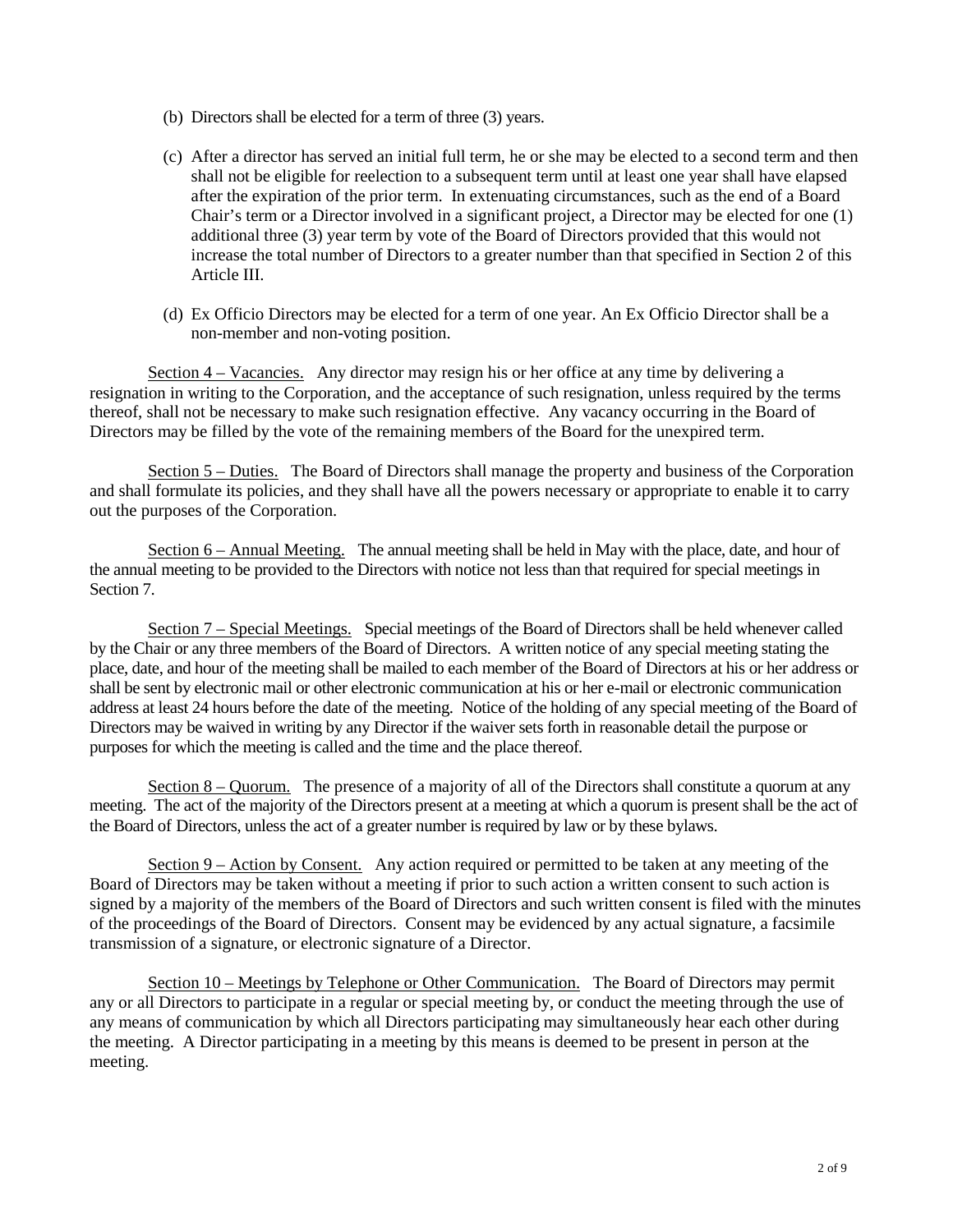(b) Directors shall be elected for a term of three (3) years.

(c) After a director has served an initial full term, he or she may be elected to a second term and then shall not be eligible for reelection to a subsequent term until at least one year shall have elapsed after the expiration of the prior term. In extenuating circumstances, such as the end of a Board Chair's term or a Director involved in a significant project, a Director may be elected for one (1) additional three (3) year term by vote of the Board of Directors provided that this would not increase the total number of Directors to a greater number than that specified in Section 2 of this Article III.

(d) Ex Officio Directors may be elected for a term of one year. An Ex Officio Director shall be a non-member and non-voting position.

<u>Section 4 – Vacancies.</u> Any director may resign his or her office at any time by delivering a resignation in writing to the Corporation, and the acceptance of such resignation, unless required by the terms thereof, shall not be necessary to make such resignation effective. Any vacancy occurring in the Board of Directors may be filled by the vote of the remaining members of the Board for the unexpired term.

<u>Section 5 – Duties.</u> The Board of Directors shall manage the property and business of the Corporation and shall formulate its policies, and they shall have all the powers necessary or appropriate to enable it to carry out the purposes of the Corporation.

<u>Section 6 – Annual Meeting.</u> The annual meeting shall be held in May with the place, date, and hour of the annual meeting to be provided to the Directors with notice not less than that required for special meetings in Section 7.

<u>Section 7 – Special Meetings.</u> Special meetings of the Board of Directors shall be held whenever called by the Chair or any three members of the Board of Directors. A written notice of any special meeting stating the place, date, and hour of the meeting shall be mailed to each member of the Board of Directors at his or her address or shall be sent by electronic mail or other electronic communication at his or her e-mail or electronic communication address at least 24 hours before the date of the meeting. Notice of the holding of any special meeting of the Board of Directors may be waived in writing by any Director if the waiver sets forth in reasonable detail the purpose or purposes for which the meeting is called and the time and the place thereof.

<u>Section 8 – Quorum.</u> The presence of a majority of all of the Directors shall constitute a quorum at any meeting. The act of the majority of the Directors present at a meeting at which a quorum is present shall be the act of the Board of Directors, unless the act of a greater number is required by law or by these bylaws.

<u>Section 9 – Action by Consent.</u> Any action required or permitted to be taken at any meeting of the Board of Directors may be taken without a meeting if prior to such action a written consent to such action is signed by a majority of the members of the Board of Directors and such written consent is filed with the minutes of the proceedings of the Board of Directors. Consent may be evidenced by any actual signature, a facsimile transmission of a signature, or electronic signature of a Director.

<u>Section 10 – Meetings by Telephone or Other Communication.</u> The Board of Directors may permit any or all Directors to participate in a regular or special meeting by, or conduct the meeting through the use of any means of communication by which all Directors participating may simultaneously hear each other during the meeting. A Director participating in a meeting by this means is deemed to be present in person at the meeting.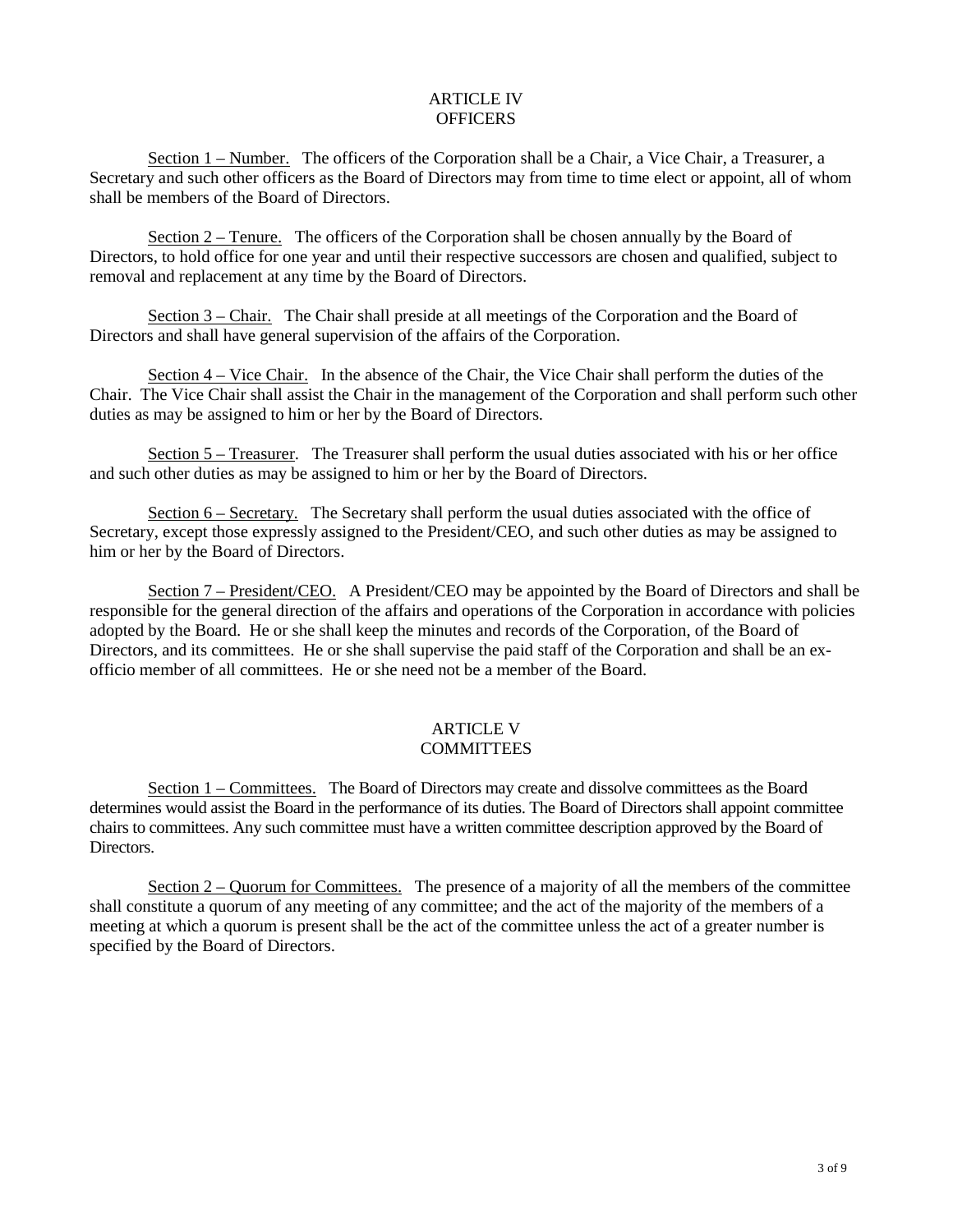# ARTICLE IV
# OFFICERS

Section 1 – Number. The officers of the Corporation shall be a Chair, a Vice Chair, a Treasurer, a Secretary and such other officers as the Board of Directors may from time to time elect or appoint, all of whom shall be members of the Board of Directors.

Section 2 – Tenure. The officers of the Corporation shall be chosen annually by the Board of Directors, to hold office for one year and until their respective successors are chosen and qualified, subject to removal and replacement at any time by the Board of Directors.

Section 3 – Chair. The Chair shall preside at all meetings of the Corporation and the Board of Directors and shall have general supervision of the affairs of the Corporation.

Section 4 – Vice Chair. In the absence of the Chair, the Vice Chair shall perform the duties of the Chair. The Vice Chair shall assist the Chair in the management of the Corporation and shall perform such other duties as may be assigned to him or her by the Board of Directors.

Section 5 – Treasurer. The Treasurer shall perform the usual duties associated with his or her office and such other duties as may be assigned to him or her by the Board of Directors.

Section 6 – Secretary. The Secretary shall perform the usual duties associated with the office of Secretary, except those expressly assigned to the President/CEO, and such other duties as may be assigned to him or her by the Board of Directors.

Section 7 – President/CEO. A President/CEO may be appointed by the Board of Directors and shall be responsible for the general direction of the affairs and operations of the Corporation in accordance with policies adopted by the Board. He or she shall keep the minutes and records of the Corporation, of the Board of Directors, and its committees. He or she shall supervise the paid staff of the Corporation and shall be an ex-officio member of all committees. He or she need not be a member of the Board.

# ARTICLE V
# COMMITTEES

Section 1 – Committees. The Board of Directors may create and dissolve committees as the Board determines would assist the Board in the performance of its duties. The Board of Directors shall appoint committee chairs to committees. Any such committee must have a written committee description approved by the Board of Directors.

Section 2 – Quorum for Committees. The presence of a majority of all the members of the committee shall constitute a quorum of any meeting of any committee; and the act of the majority of the members of a meeting at which a quorum is present shall be the act of the committee unless the act of a greater number is specified by the Board of Directors.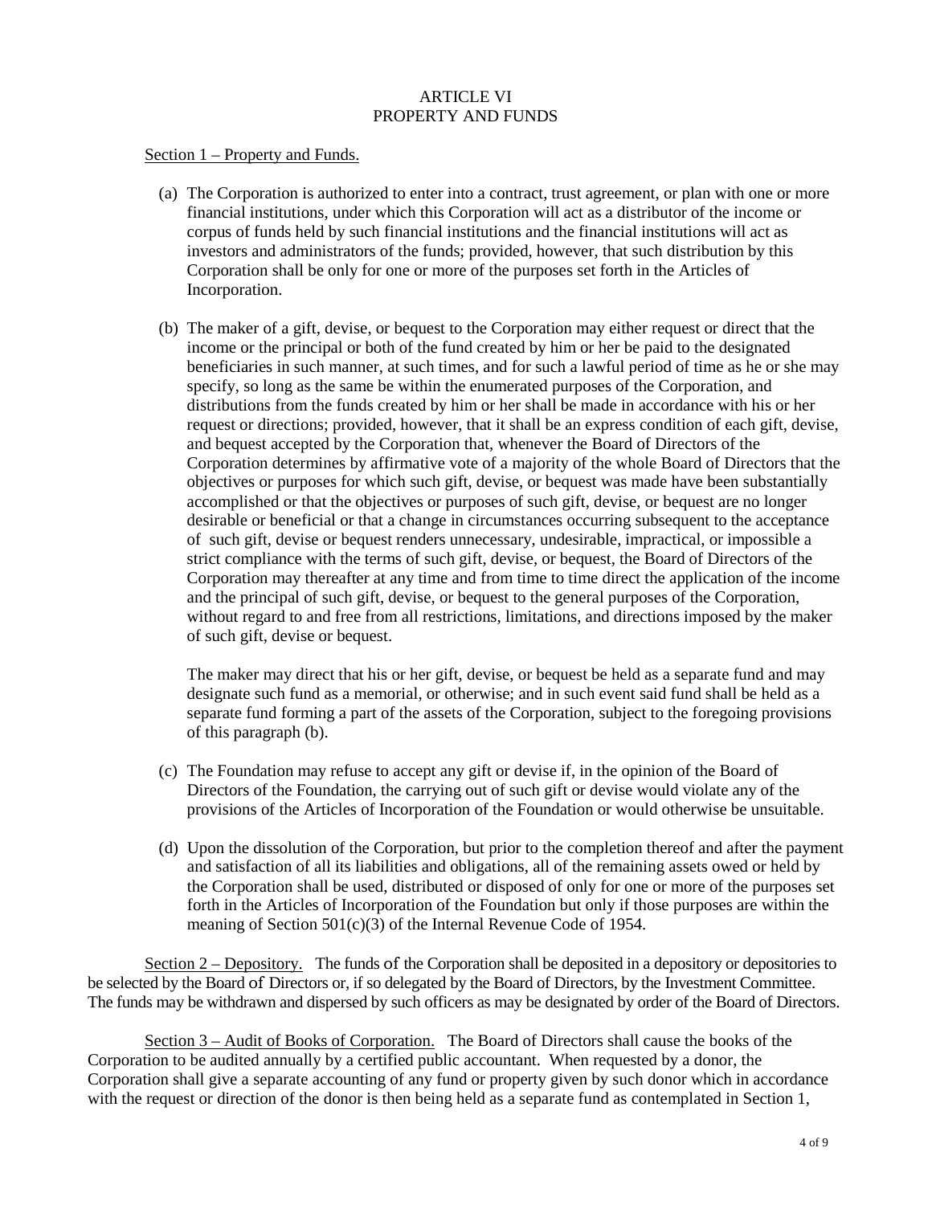# ARTICLE VI
# PROPERTY AND FUNDS

Section 1 – Property and Funds.

(a) The Corporation is authorized to enter into a contract, trust agreement, or plan with one or more financial institutions, under which this Corporation will act as a distributor of the income or corpus of funds held by such financial institutions and the financial institutions will act as investors and administrators of the funds; provided, however, that such distribution by this Corporation shall be only for one or more of the purposes set forth in the Articles of Incorporation.

(b) The maker of a gift, devise, or bequest to the Corporation may either request or direct that the income or the principal or both of the fund created by him or her be paid to the designated beneficiaries in such manner, at such times, and for such a lawful period of time as he or she may specify, so long as the same be within the enumerated purposes of the Corporation, and distributions from the funds created by him or her shall be made in accordance with his or her request or directions; provided, however, that it shall be an express condition of each gift, devise, and bequest accepted by the Corporation that, whenever the Board of Directors of the Corporation determines by affirmative vote of a majority of the whole Board of Directors that the objectives or purposes for which such gift, devise, or bequest was made have been substantially accomplished or that the objectives or purposes of such gift, devise, or bequest are no longer desirable or beneficial or that a change in circumstances occurring subsequent to the acceptance of such gift, devise or bequest renders unnecessary, undesirable, impractical, or impossible a strict compliance with the terms of such gift, devise, or bequest, the Board of Directors of the Corporation may thereafter at any time and from time to time direct the application of the income and the principal of such gift, devise, or bequest to the general purposes of the Corporation, without regard to and free from all restrictions, limitations, and directions imposed by the maker of such gift, devise or bequest.

   The maker may direct that his or her gift, devise, or bequest be held as a separate fund and may designate such fund as a memorial, or otherwise; and in such event said fund shall be held as a separate fund forming a part of the assets of the Corporation, subject to the foregoing provisions of this paragraph (b).

(c) The Foundation may refuse to accept any gift or devise if, in the opinion of the Board of Directors of the Foundation, the carrying out of such gift or devise would violate any of the provisions of the Articles of Incorporation of the Foundation or would otherwise be unsuitable.

(d) Upon the dissolution of the Corporation, but prior to the completion thereof and after the payment and satisfaction of all its liabilities and obligations, all of the remaining assets owed or held by the Corporation shall be used, distributed or disposed of only for one or more of the purposes set forth in the Articles of Incorporation of the Foundation but only if those purposes are within the meaning of Section 501(c)(3) of the Internal Revenue Code of 1954.

Section 2 – Depository. The funds of the Corporation shall be deposited in a depository or depositories to be selected by the Board of Directors or, if so delegated by the Board of Directors, by the Investment Committee. The funds may be withdrawn and dispersed by such officers as may be designated by order of the Board of Directors.

Section 3 – Audit of Books of Corporation. The Board of Directors shall cause the books of the Corporation to be audited annually by a certified public accountant. When requested by a donor, the Corporation shall give a separate accounting of any fund or property given by such donor which in accordance with the request or direction of the donor is then being held as a separate fund as contemplated in Section 1,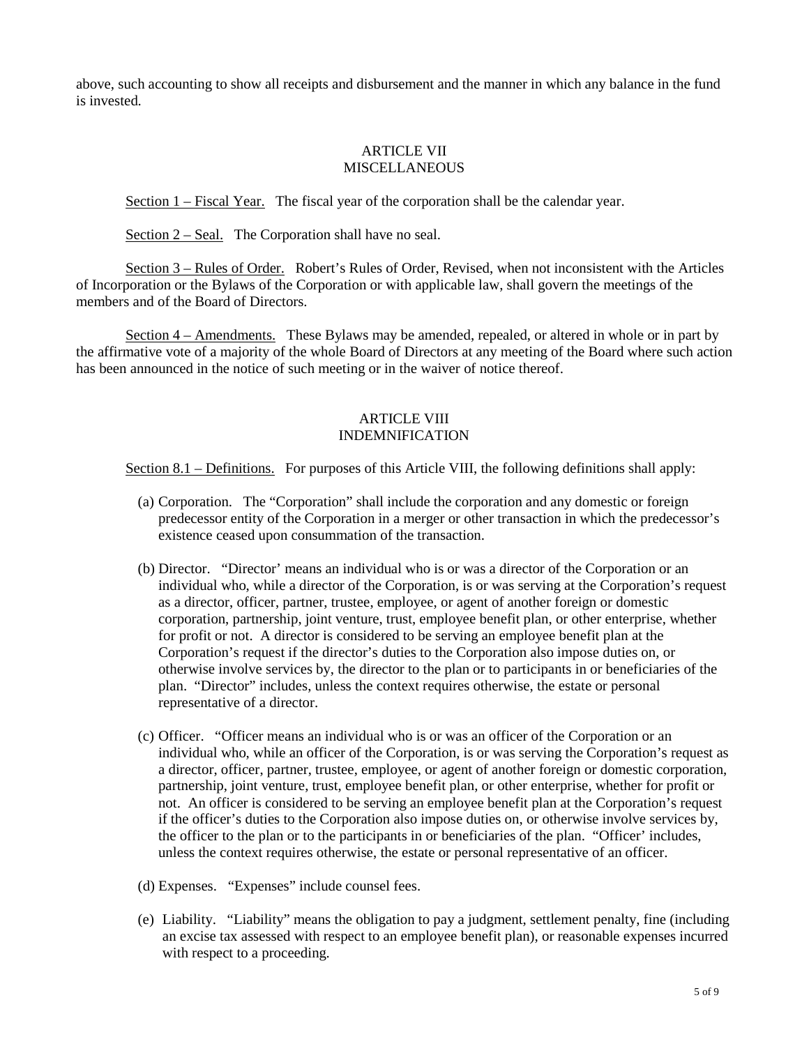above, such accounting to show all receipts and disbursement and the manner in which any balance in the fund is invested.

## ARTICLE VII
## MISCELLANEOUS

Section 1 – Fiscal Year. The fiscal year of the corporation shall be the calendar year.

Section 2 – Seal. The Corporation shall have no seal.

Section 3 – Rules of Order. Robert's Rules of Order, Revised, when not inconsistent with the Articles of Incorporation or the Bylaws of the Corporation or with applicable law, shall govern the meetings of the members and of the Board of Directors.

Section 4 – Amendments. These Bylaws may be amended, repealed, or altered in whole or in part by the affirmative vote of a majority of the whole Board of Directors at any meeting of the Board where such action has been announced in the notice of such meeting or in the waiver of notice thereof.

## ARTICLE VIII
## INDEMNIFICATION

Section 8.1 – Definitions. For purposes of this Article VIII, the following definitions shall apply:

(a) Corporation. The "Corporation" shall include the corporation and any domestic or foreign predecessor entity of the Corporation in a merger or other transaction in which the predecessor's existence ceased upon consummation of the transaction.

(b) Director. "Director' means an individual who is or was a director of the Corporation or an individual who, while a director of the Corporation, is or was serving at the Corporation's request as a director, officer, partner, trustee, employee, or agent of another foreign or domestic corporation, partnership, joint venture, trust, employee benefit plan, or other enterprise, whether for profit or not. A director is considered to be serving an employee benefit plan at the Corporation's request if the director's duties to the Corporation also impose duties on, or otherwise involve services by, the director to the plan or to participants in or beneficiaries of the plan. "Director" includes, unless the context requires otherwise, the estate or personal representative of a director.

(c) Officer. "Officer means an individual who is or was an officer of the Corporation or an individual who, while an officer of the Corporation, is or was serving the Corporation's request as a director, officer, partner, trustee, employee, or agent of another foreign or domestic corporation, partnership, joint venture, trust, employee benefit plan, or other enterprise, whether for profit or not. An officer is considered to be serving an employee benefit plan at the Corporation's request if the officer's duties to the Corporation also impose duties on, or otherwise involve services by, the officer to the plan or to the participants in or beneficiaries of the plan. "Officer' includes, unless the context requires otherwise, the estate or personal representative of an officer.

(d) Expenses. "Expenses" include counsel fees.

(e) Liability. "Liability" means the obligation to pay a judgment, settlement penalty, fine (including an excise tax assessed with respect to an employee benefit plan), or reasonable expenses incurred with respect to a proceeding.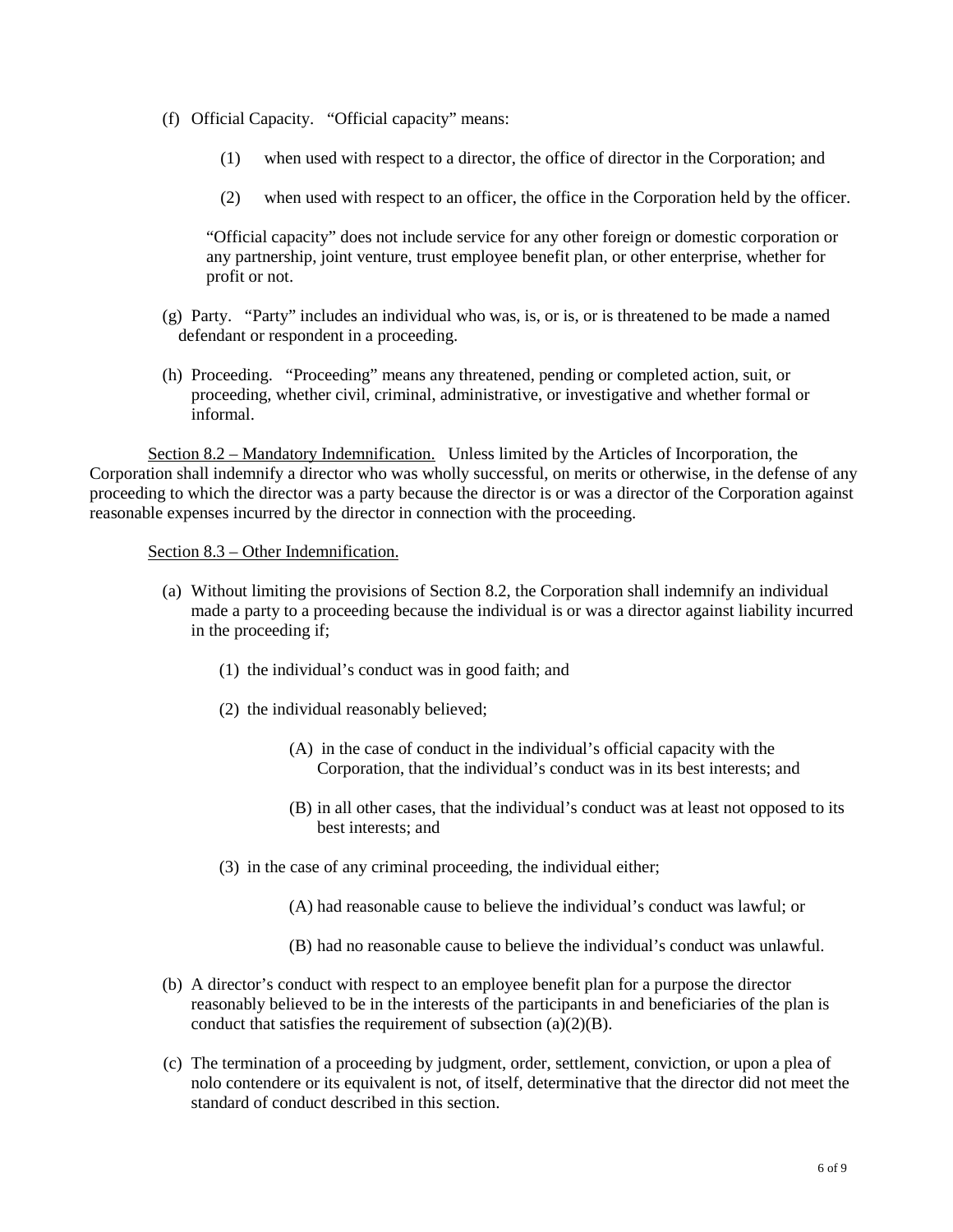(f) Official Capacity. "Official capacity" means:

(1) when used with respect to a director, the office of director in the Corporation; and

(2) when used with respect to an officer, the office in the Corporation held by the officer.

"Official capacity" does not include service for any other foreign or domestic corporation or any partnership, joint venture, trust employee benefit plan, or other enterprise, whether for profit or not.

(g) Party. "Party" includes an individual who was, is, or is, or is threatened to be made a named defendant or respondent in a proceeding.

(h) Proceeding. "Proceeding" means any threatened, pending or completed action, suit, or proceeding, whether civil, criminal, administrative, or investigative and whether formal or informal.

<u>Section 8.2 – Mandatory Indemnification.</u> Unless limited by the Articles of Incorporation, the Corporation shall indemnify a director who was wholly successful, on merits or otherwise, in the defense of any proceeding to which the director was a party because the director is or was a director of the Corporation against reasonable expenses incurred by the director in connection with the proceeding.

<u>Section 8.3 – Other Indemnification.</u>

(a) Without limiting the provisions of Section 8.2, the Corporation shall indemnify an individual made a party to a proceeding because the individual is or was a director against liability incurred in the proceeding if;

(1) the individual's conduct was in good faith; and

(2) the individual reasonably believed;

(A) in the case of conduct in the individual's official capacity with the Corporation, that the individual's conduct was in its best interests; and

(B) in all other cases, that the individual's conduct was at least not opposed to its best interests; and

(3) in the case of any criminal proceeding, the individual either;

(A) had reasonable cause to believe the individual's conduct was lawful; or

(B) had no reasonable cause to believe the individual's conduct was unlawful.

(b) A director's conduct with respect to an employee benefit plan for a purpose the director reasonably believed to be in the interests of the participants in and beneficiaries of the plan is conduct that satisfies the requirement of subsection (a)(2)(B).

(c) The termination of a proceeding by judgment, order, settlement, conviction, or upon a plea of nolo contendere or its equivalent is not, of itself, determinative that the director did not meet the standard of conduct described in this section.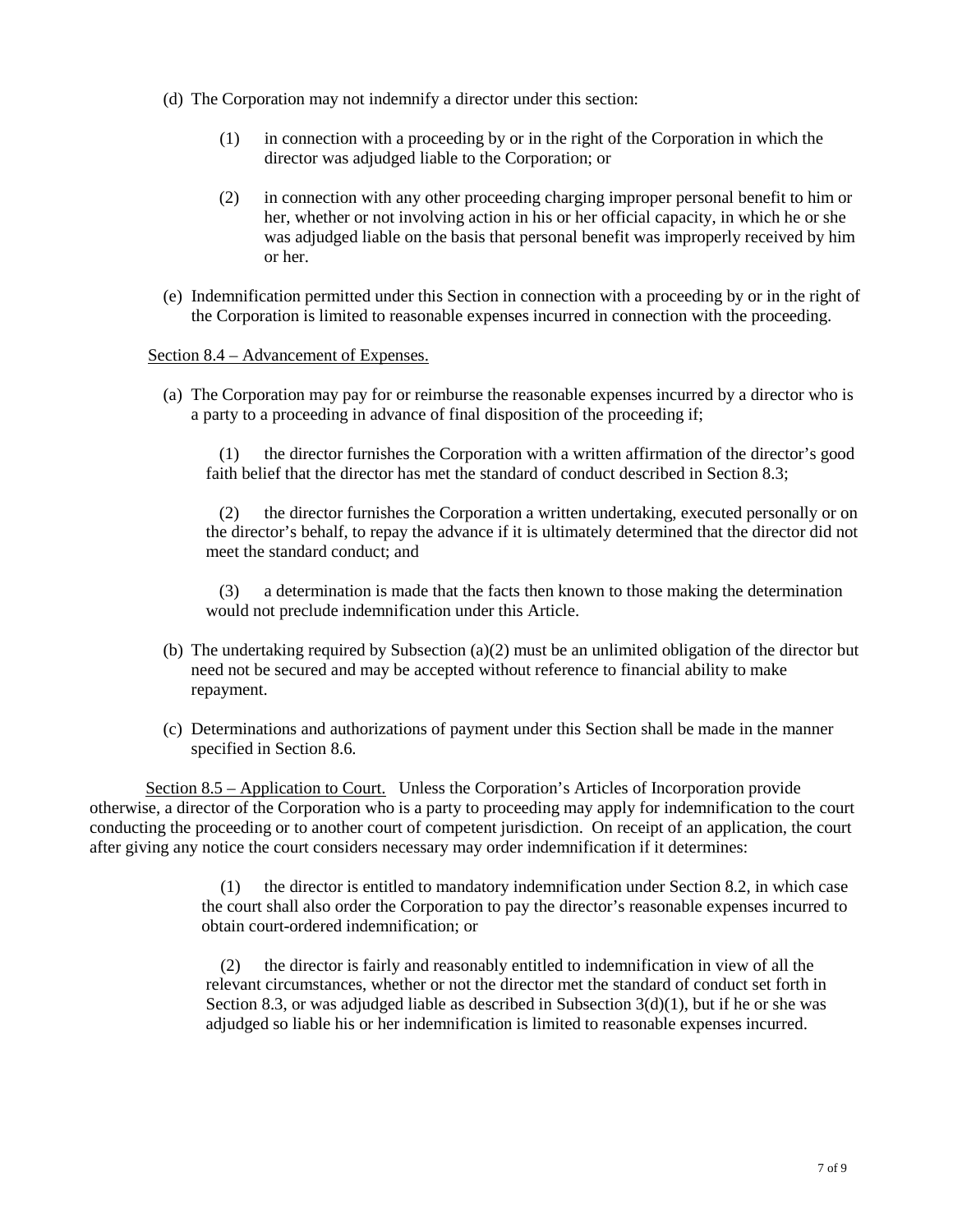(d) The Corporation may not indemnify a director under this section:

> (1) in connection with a proceeding by or in the right of the Corporation in which the director was adjudged liable to the Corporation; or
>
> (2) in connection with any other proceeding charging improper personal benefit to him or her, whether or not involving action in his or her official capacity, in which he or she was adjudged liable on the basis that personal benefit was improperly received by him or her.

(e) Indemnification permitted under this Section in connection with a proceeding by or in the right of the Corporation is limited to reasonable expenses incurred in connection with the proceeding.

<u>Section 8.4 – Advancement of Expenses.</u>

(a) The Corporation may pay for or reimburse the reasonable expenses incurred by a director who is a party to a proceeding in advance of final disposition of the proceeding if;

> (1) the director furnishes the Corporation with a written affirmation of the director's good faith belief that the director has met the standard of conduct described in Section 8.3;
>
> (2) the director furnishes the Corporation a written undertaking, executed personally or on the director's behalf, to repay the advance if it is ultimately determined that the director did not meet the standard conduct; and
>
> (3) a determination is made that the facts then known to those making the determination would not preclude indemnification under this Article.

(b) The undertaking required by Subsection (a)(2) must be an unlimited obligation of the director but need not be secured and may be accepted without reference to financial ability to make repayment.

(c) Determinations and authorizations of payment under this Section shall be made in the manner specified in Section 8.6.

<u>Section 8.5 – Application to Court.</u> Unless the Corporation's Articles of Incorporation provide otherwise, a director of the Corporation who is a party to proceeding may apply for indemnification to the court conducting the proceeding or to another court of competent jurisdiction. On receipt of an application, the court after giving any notice the court considers necessary may order indemnification if it determines:

> (1) the director is entitled to mandatory indemnification under Section 8.2, in which case the court shall also order the Corporation to pay the director's reasonable expenses incurred to obtain court-ordered indemnification; or
>
> (2) the director is fairly and reasonably entitled to indemnification in view of all the relevant circumstances, whether or not the director met the standard of conduct set forth in Section 8.3, or was adjudged liable as described in Subsection 3(d)(1), but if he or she was adjudged so liable his or her indemnification is limited to reasonable expenses incurred.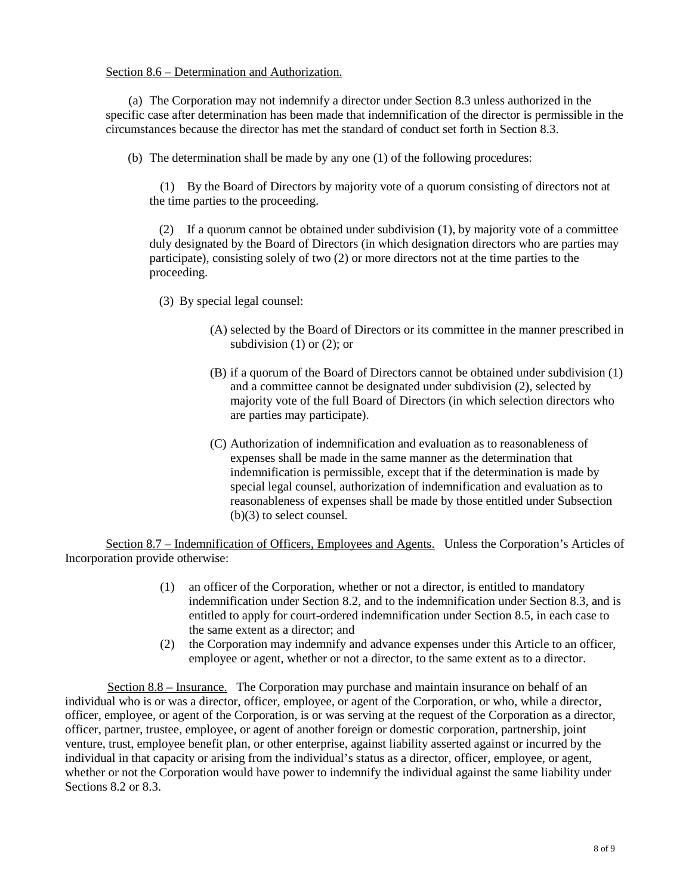Section 8.6 – Determination and Authorization.

(a) The Corporation may not indemnify a director under Section 8.3 unless authorized in the specific case after determination has been made that indemnification of the director is permissible in the circumstances because the director has met the standard of conduct set forth in Section 8.3.

(b) The determination shall be made by any one (1) of the following procedures:

(1) By the Board of Directors by majority vote of a quorum consisting of directors not at the time parties to the proceeding.

(2) If a quorum cannot be obtained under subdivision (1), by majority vote of a committee duly designated by the Board of Directors (in which designation directors who are parties may participate), consisting solely of two (2) or more directors not at the time parties to the proceeding.

(3) By special legal counsel:

(A) selected by the Board of Directors or its committee in the manner prescribed in subdivision (1) or (2); or

(B) if a quorum of the Board of Directors cannot be obtained under subdivision (1) and a committee cannot be designated under subdivision (2), selected by majority vote of the full Board of Directors (in which selection directors who are parties may participate).

(C) Authorization of indemnification and evaluation as to reasonableness of expenses shall be made in the same manner as the determination that indemnification is permissible, except that if the determination is made by special legal counsel, authorization of indemnification and evaluation as to reasonableness of expenses shall be made by those entitled under Subsection (b)(3) to select counsel.

Section 8.7 – Indemnification of Officers, Employees and Agents. Unless the Corporation's Articles of Incorporation provide otherwise:

(1) an officer of the Corporation, whether or not a director, is entitled to mandatory indemnification under Section 8.2, and to the indemnification under Section 8.3, and is entitled to apply for court-ordered indemnification under Section 8.5, in each case to the same extent as a director; and

(2) the Corporation may indemnify and advance expenses under this Article to an officer, employee or agent, whether or not a director, to the same extent as to a director.

Section 8.8 – Insurance. The Corporation may purchase and maintain insurance on behalf of an individual who is or was a director, officer, employee, or agent of the Corporation, or who, while a director, officer, employee, or agent of the Corporation, is or was serving at the request of the Corporation as a director, officer, partner, trustee, employee, or agent of another foreign or domestic corporation, partnership, joint venture, trust, employee benefit plan, or other enterprise, against liability asserted against or incurred by the individual in that capacity or arising from the individual's status as a director, officer, employee, or agent, whether or not the Corporation would have power to indemnify the individual against the same liability under Sections 8.2 or 8.3.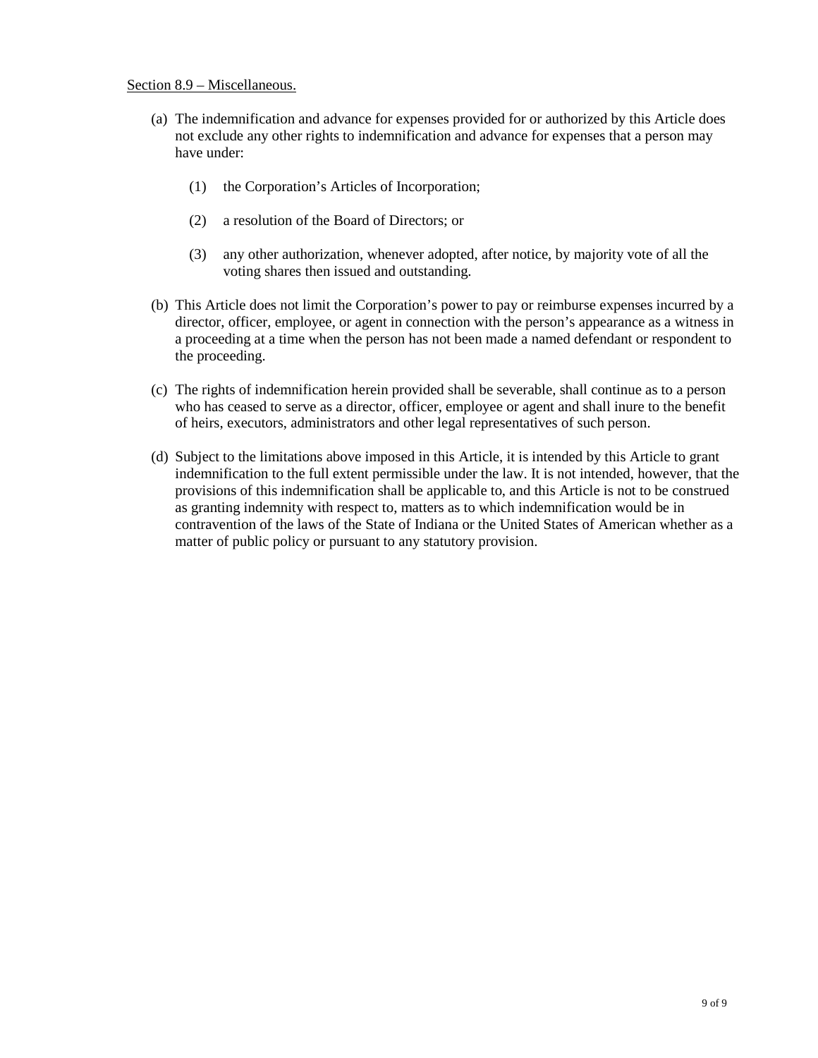Section 8.9 – Miscellaneous.

(a) The indemnification and advance for expenses provided for or authorized by this Article does not exclude any other rights to indemnification and advance for expenses that a person may have under:

   (1) the Corporation's Articles of Incorporation;

   (2) a resolution of the Board of Directors; or

   (3) any other authorization, whenever adopted, after notice, by majority vote of all the voting shares then issued and outstanding.

(b) This Article does not limit the Corporation's power to pay or reimburse expenses incurred by a director, officer, employee, or agent in connection with the person's appearance as a witness in a proceeding at a time when the person has not been made a named defendant or respondent to the proceeding.

(c) The rights of indemnification herein provided shall be severable, shall continue as to a person who has ceased to serve as a director, officer, employee or agent and shall inure to the benefit of heirs, executors, administrators and other legal representatives of such person.

(d) Subject to the limitations above imposed in this Article, it is intended by this Article to grant indemnification to the full extent permissible under the law. It is not intended, however, that the provisions of this indemnification shall be applicable to, and this Article is not to be construed as granting indemnity with respect to, matters as to which indemnification would be in contravention of the laws of the State of Indiana or the United States of American whether as a matter of public policy or pursuant to any statutory provision.